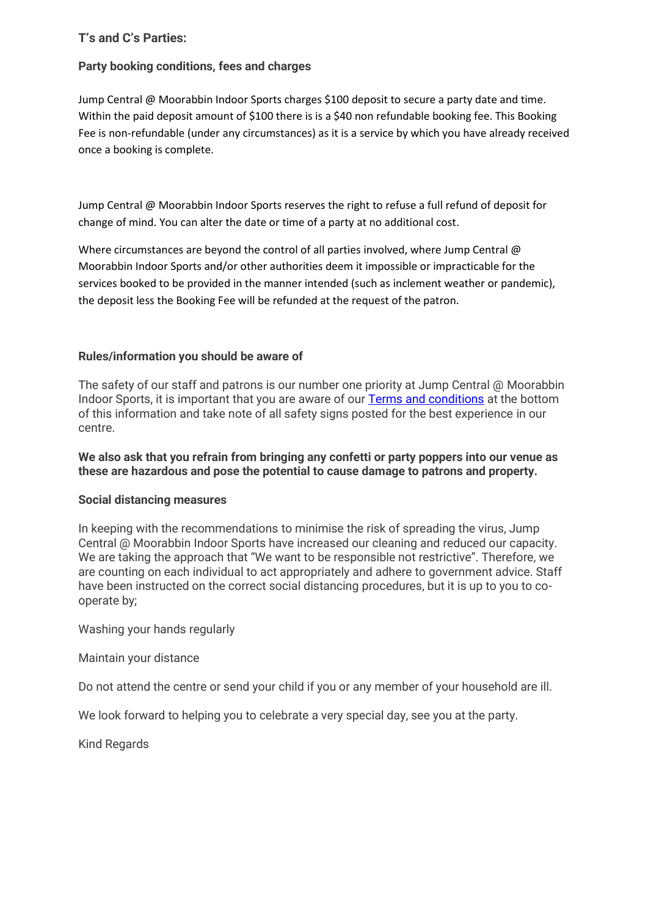## T's and C's Parties:

### Party booking conditions, fees and charges

Jump Central @ Moorabbin Indoor Sports charges $100 deposit to secure a party date and time. Within the paid deposit amount of $100 there is is a $40 non refundable booking fee. This Booking Fee is non-refundable (under any circumstances) as it is a service by which you have already received once a booking is complete.

Jump Central @ Moorabbin Indoor Sports reserves the right to refuse a full refund of deposit for change of mind. You can alter the date or time of a party at no additional cost.

Where circumstances are beyond the control of all parties involved, where Jump Central @ Moorabbin Indoor Sports and/or other authorities deem it impossible or impracticable for the services booked to be provided in the manner intended (such as inclement weather or pandemic), the deposit less the Booking Fee will be refunded at the request of the patron.

### Rules/information you should be aware of

The safety of our staff and patrons is our number one priority at Jump Central @ Moorabbin Indoor Sports, it is important that you are aware of our Terms and conditions at the bottom of this information and take note of all safety signs posted for the best experience in our centre.

**We also ask that you refrain from bringing any confetti or party poppers into our venue as these are hazardous and pose the potential to cause damage to patrons and property.**

### Social distancing measures

In keeping with the recommendations to minimise the risk of spreading the virus, Jump Central @ Moorabbin Indoor Sports have increased our cleaning and reduced our capacity. We are taking the approach that "We want to be responsible not restrictive". Therefore, we are counting on each individual to act appropriately and adhere to government advice. Staff have been instructed on the correct social distancing procedures, but it is up to you to co-operate by;

Washing your hands regularly

Maintain your distance

Do not attend the centre or send your child if you or any member of your household are ill.

We look forward to helping you to celebrate a very special day, see you at the party.

Kind Regards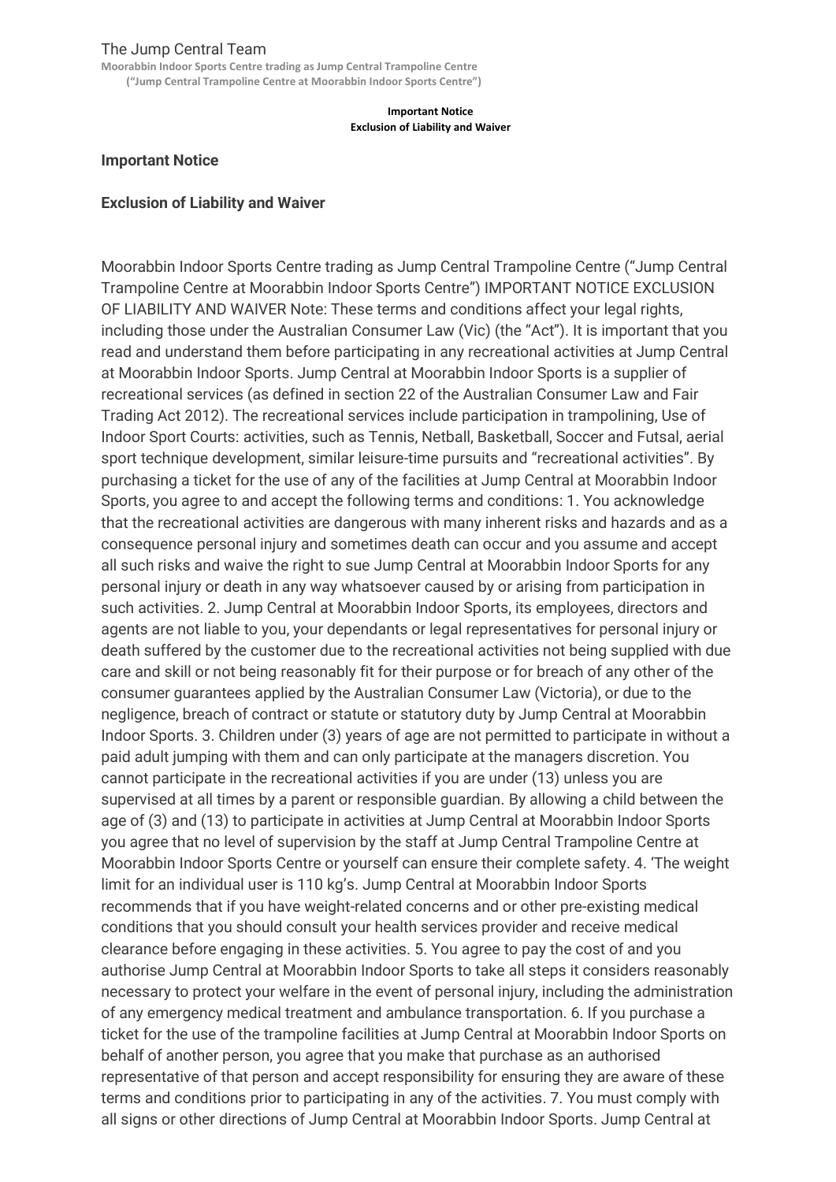The Jump Central Team

**Moorabbin Indoor Sports Centre trading as Jump Central Trampoline Centre ("Jump Central Trampoline Centre at Moorabbin Indoor Sports Centre")**

**Important Notice**
**Exclusion of Liability and Waiver**

## Important Notice

## Exclusion of Liability and Waiver

Moorabbin Indoor Sports Centre trading as Jump Central Trampoline Centre ("Jump Central Trampoline Centre at Moorabbin Indoor Sports Centre") IMPORTANT NOTICE EXCLUSION OF LIABILITY AND WAIVER Note: These terms and conditions affect your legal rights, including those under the Australian Consumer Law (Vic) (the "Act"). It is important that you read and understand them before participating in any recreational activities at Jump Central at Moorabbin Indoor Sports. Jump Central at Moorabbin Indoor Sports is a supplier of recreational services (as defined in section 22 of the Australian Consumer Law and Fair Trading Act 2012). The recreational services include participation in trampolining, Use of Indoor Sport Courts: activities, such as Tennis, Netball, Basketball, Soccer and Futsal, aerial sport technique development, similar leisure-time pursuits and "recreational activities". By purchasing a ticket for the use of any of the facilities at Jump Central at Moorabbin Indoor Sports, you agree to and accept the following terms and conditions: 1. You acknowledge that the recreational activities are dangerous with many inherent risks and hazards and as a consequence personal injury and sometimes death can occur and you assume and accept all such risks and waive the right to sue Jump Central at Moorabbin Indoor Sports for any personal injury or death in any way whatsoever caused by or arising from participation in such activities. 2. Jump Central at Moorabbin Indoor Sports, its employees, directors and agents are not liable to you, your dependants or legal representatives for personal injury or death suffered by the customer due to the recreational activities not being supplied with due care and skill or not being reasonably fit for their purpose or for breach of any other of the consumer guarantees applied by the Australian Consumer Law (Victoria), or due to the negligence, breach of contract or statute or statutory duty by Jump Central at Moorabbin Indoor Sports. 3. Children under (3) years of age are not permitted to participate in without a paid adult jumping with them and can only participate at the managers discretion. You cannot participate in the recreational activities if you are under (13) unless you are supervised at all times by a parent or responsible guardian. By allowing a child between the age of (3) and (13) to participate in activities at Jump Central at Moorabbin Indoor Sports you agree that no level of supervision by the staff at Jump Central Trampoline Centre at Moorabbin Indoor Sports Centre or yourself can ensure their complete safety. 4. 'The weight limit for an individual user is 110 kg's. Jump Central at Moorabbin Indoor Sports recommends that if you have weight-related concerns and or other pre-existing medical conditions that you should consult your health services provider and receive medical clearance before engaging in these activities. 5. You agree to pay the cost of and you authorise Jump Central at Moorabbin Indoor Sports to take all steps it considers reasonably necessary to protect your welfare in the event of personal injury, including the administration of any emergency medical treatment and ambulance transportation. 6. If you purchase a ticket for the use of the trampoline facilities at Jump Central at Moorabbin Indoor Sports on behalf of another person, you agree that you make that purchase as an authorised representative of that person and accept responsibility for ensuring they are aware of these terms and conditions prior to participating in any of the activities. 7. You must comply with all signs or other directions of Jump Central at Moorabbin Indoor Sports. Jump Central at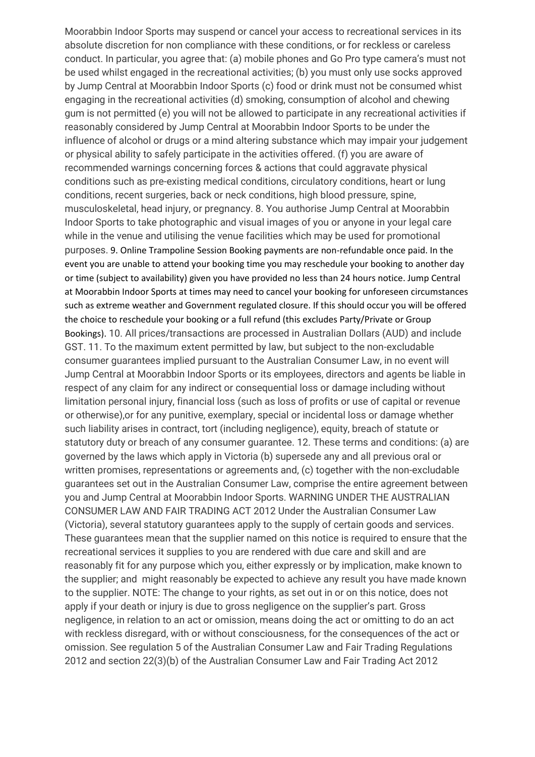Moorabbin Indoor Sports may suspend or cancel your access to recreational services in its absolute discretion for non compliance with these conditions, or for reckless or careless conduct. In particular, you agree that: (a) mobile phones and Go Pro type camera's must not be used whilst engaged in the recreational activities; (b) you must only use socks approved by Jump Central at Moorabbin Indoor Sports (c) food or drink must not be consumed whist engaging in the recreational activities (d) smoking, consumption of alcohol and chewing gum is not permitted (e) you will not be allowed to participate in any recreational activities if reasonably considered by Jump Central at Moorabbin Indoor Sports to be under the influence of alcohol or drugs or a mind altering substance which may impair your judgement or physical ability to safely participate in the activities offered. (f) you are aware of recommended warnings concerning forces & actions that could aggravate physical conditions such as pre-existing medical conditions, circulatory conditions, heart or lung conditions, recent surgeries, back or neck conditions, high blood pressure, spine, musculoskeletal, head injury, or pregnancy. 8. You authorise Jump Central at Moorabbin Indoor Sports to take photographic and visual images of you or anyone in your legal care while in the venue and utilising the venue facilities which may be used for promotional purposes. 9. Online Trampoline Session Booking payments are non-refundable once paid. In the event you are unable to attend your booking time you may reschedule your booking to another day or time (subject to availability) given you have provided no less than 24 hours notice. Jump Central at Moorabbin Indoor Sports at times may need to cancel your booking for unforeseen circumstances such as extreme weather and Government regulated closure. If this should occur you will be offered the choice to reschedule your booking or a full refund (this excludes Party/Private or Group Bookings). 10. All prices/transactions are processed in Australian Dollars (AUD) and include GST. 11. To the maximum extent permitted by law, but subject to the non-excludable consumer guarantees implied pursuant to the Australian Consumer Law, in no event will Jump Central at Moorabbin Indoor Sports or its employees, directors and agents be liable in respect of any claim for any indirect or consequential loss or damage including without limitation personal injury, financial loss (such as loss of profits or use of capital or revenue or otherwise),or for any punitive, exemplary, special or incidental loss or damage whether such liability arises in contract, tort (including negligence), equity, breach of statute or statutory duty or breach of any consumer guarantee. 12. These terms and conditions: (a) are governed by the laws which apply in Victoria (b) supersede any and all previous oral or written promises, representations or agreements and, (c) together with the non-excludable guarantees set out in the Australian Consumer Law, comprise the entire agreement between you and Jump Central at Moorabbin Indoor Sports. WARNING UNDER THE AUSTRALIAN CONSUMER LAW AND FAIR TRADING ACT 2012 Under the Australian Consumer Law (Victoria), several statutory guarantees apply to the supply of certain goods and services. These guarantees mean that the supplier named on this notice is required to ensure that the recreational services it supplies to you are rendered with due care and skill and are reasonably fit for any purpose which you, either expressly or by implication, make known to the supplier; and might reasonably be expected to achieve any result you have made known to the supplier. NOTE: The change to your rights, as set out in or on this notice, does not apply if your death or injury is due to gross negligence on the supplier's part. Gross negligence, in relation to an act or omission, means doing the act or omitting to do an act with reckless disregard, with or without consciousness, for the consequences of the act or omission. See regulation 5 of the Australian Consumer Law and Fair Trading Regulations 2012 and section 22(3)(b) of the Australian Consumer Law and Fair Trading Act 2012